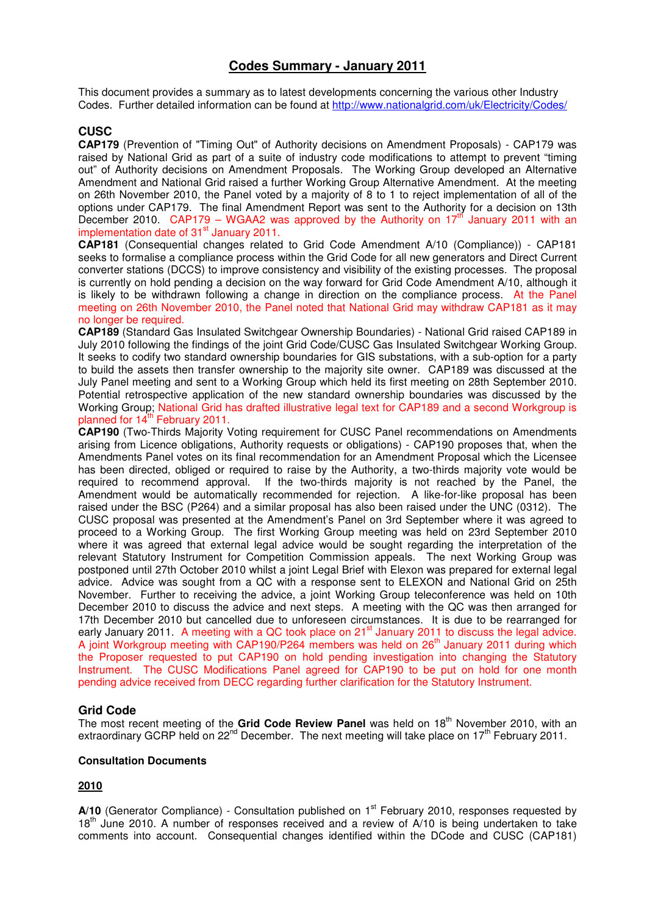# Codes Summary - January 2011

This document provides a summary as to latest developments concerning the various other Industry Codes. Further detailed information can be found at http://www.nationalgrid.com/uk/Electricity/Codes/

## CUSC

**CAP179** (Prevention of "Timing Out" of Authority decisions on Amendment Proposals) - CAP179 was raised by National Grid as part of a suite of industry code modifications to attempt to prevent "timing out" of Authority decisions on Amendment Proposals. The Working Group developed an Alternative Amendment and National Grid raised a further Working Group Alternative Amendment. At the meeting on 26th November 2010, the Panel voted by a majority of 8 to 1 to reject implementation of all of the options under CAP179. The final Amendment Report was sent to the Authority for a decision on 13th December 2010. CAP179 – WGAA2 was approved by the Authority on 17th January 2011 with an implementation date of 31st January 2011.

**CAP181** (Consequential changes related to Grid Code Amendment A/10 (Compliance)) - CAP181 seeks to formalise a compliance process within the Grid Code for all new generators and Direct Current converter stations (DCCS) to improve consistency and visibility of the existing processes. The proposal is currently on hold pending a decision on the way forward for Grid Code Amendment A/10, although it is likely to be withdrawn following a change in direction on the compliance process. At the Panel meeting on 26th November 2010, the Panel noted that National Grid may withdraw CAP181 as it may no longer be required.

**CAP189** (Standard Gas Insulated Switchgear Ownership Boundaries) - National Grid raised CAP189 in July 2010 following the findings of the joint Grid Code/CUSC Gas Insulated Switchgear Working Group. It seeks to codify two standard ownership boundaries for GIS substations, with a sub-option for a party to build the assets then transfer ownership to the majority site owner. CAP189 was discussed at the July Panel meeting and sent to a Working Group which held its first meeting on 28th September 2010. Potential retrospective application of the new standard ownership boundaries was discussed by the Working Group; National Grid has drafted illustrative legal text for CAP189 and a second Workgroup is planned for 14th February 2011.

**CAP190** (Two-Thirds Majority Voting requirement for CUSC Panel recommendations on Amendments arising from Licence obligations, Authority requests or obligations) - CAP190 proposes that, when the Amendments Panel votes on its final recommendation for an Amendment Proposal which the Licensee has been directed, obliged or required to raise by the Authority, a two-thirds majority vote would be required to recommend approval. If the two-thirds majority is not reached by the Panel, the Amendment would be automatically recommended for rejection. A like-for-like proposal has been raised under the BSC (P264) and a similar proposal has also been raised under the UNC (0312). The CUSC proposal was presented at the Amendment's Panel on 3rd September where it was agreed to proceed to a Working Group. The first Working Group meeting was held on 23rd September 2010 where it was agreed that external legal advice would be sought regarding the interpretation of the relevant Statutory Instrument for Competition Commission appeals. The next Working Group was postponed until 27th October 2010 whilst a joint Legal Brief with Elexon was prepared for external legal advice. Advice was sought from a QC with a response sent to ELEXON and National Grid on 25th November. Further to receiving the advice, a joint Working Group teleconference was held on 10th December 2010 to discuss the advice and next steps. A meeting with the QC was then arranged for 17th December 2010 but cancelled due to unforeseen circumstances. It is due to be rearranged for early January 2011. A meeting with a QC took place on 21st January 2011 to discuss the legal advice. A joint Workgroup meeting with CAP190/P264 members was held on 26th January 2011 during which the Proposer requested to put CAP190 on hold pending investigation into changing the Statutory Instrument. The CUSC Modifications Panel agreed for CAP190 to be put on hold for one month pending advice received from DECC regarding further clarification for the Statutory Instrument.

## Grid Code

The most recent meeting of the **Grid Code Review Panel** was held on 18th November 2010, with an extraordinary GCRP held on 22nd December. The next meeting will take place on 17th February 2011.

### Consultation Documents

#### 2010

**A/10** (Generator Compliance) - Consultation published on 1st February 2010, responses requested by 18th June 2010. A number of responses received and a review of A/10 is being undertaken to take comments into account. Consequential changes identified within the DCode and CUSC (CAP181)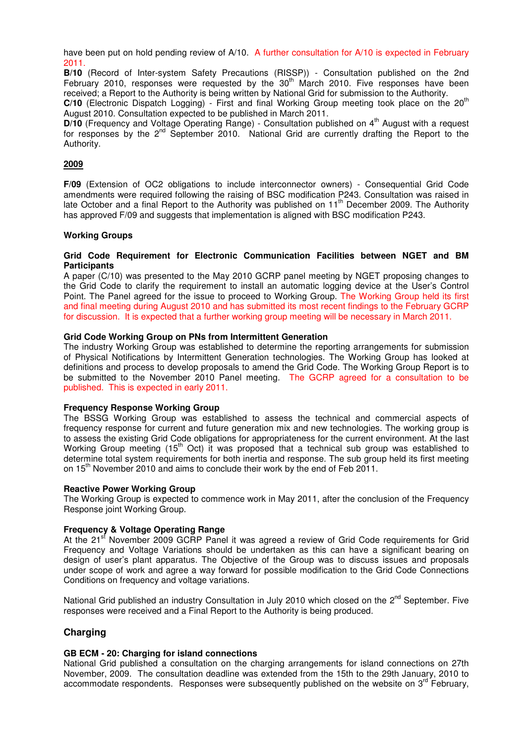have been put on hold pending review of A/10. A further consultation for A/10 is expected in February 2011.

**B/10** (Record of Inter-system Safety Precautions (RISSP)) - Consultation published on the 2nd February 2010, responses were requested by the 30th March 2010. Five responses have been received; a Report to the Authority is being written by National Grid for submission to the Authority.

**C/10** (Electronic Dispatch Logging) - First and final Working Group meeting took place on the 20th August 2010. Consultation expected to be published in March 2011.

**D/10** (Frequency and Voltage Operating Range) - Consultation published on 4th August with a request for responses by the 2nd September 2010. National Grid are currently drafting the Report to the Authority.

**<u>2009</u>**

**F/09** (Extension of OC2 obligations to include interconnector owners) - Consequential Grid Code amendments were required following the raising of BSC modification P243. Consultation was raised in late October and a final Report to the Authority was published on 11th December 2009. The Authority has approved F/09 and suggests that implementation is aligned with BSC modification P243.

### Working Groups

**Grid Code Requirement for Electronic Communication Facilities between NGET and BM Participants**

A paper (C/10) was presented to the May 2010 GCRP panel meeting by NGET proposing changes to the Grid Code to clarify the requirement to install an automatic logging device at the User's Control Point. The Panel agreed for the issue to proceed to Working Group. The Working Group held its first and final meeting during August 2010 and has submitted its most recent findings to the February GCRP for discussion. It is expected that a further working group meeting will be necessary in March 2011.

**Grid Code Working Group on PNs from Intermittent Generation**

The industry Working Group was established to determine the reporting arrangements for submission of Physical Notifications by Intermittent Generation technologies. The Working Group has looked at definitions and process to develop proposals to amend the Grid Code. The Working Group Report is to be submitted to the November 2010 Panel meeting. The GCRP agreed for a consultation to be published. This is expected in early 2011.

**Frequency Response Working Group**

The BSSG Working Group was established to assess the technical and commercial aspects of frequency response for current and future generation mix and new technologies. The working group is to assess the existing Grid Code obligations for appropriateness for the current environment. At the last Working Group meeting (15th Oct) it was proposed that a technical sub group was established to determine total system requirements for both inertia and response. The sub group held its first meeting on 15th November 2010 and aims to conclude their work by the end of Feb 2011.

**Reactive Power Working Group**

The Working Group is expected to commence work in May 2011, after the conclusion of the Frequency Response joint Working Group.

**Frequency & Voltage Operating Range**

At the 21st November 2009 GCRP Panel it was agreed a review of Grid Code requirements for Grid Frequency and Voltage Variations should be undertaken as this can have a significant bearing on design of user's plant apparatus. The Objective of the Group was to discuss issues and proposals under scope of work and agree a way forward for possible modification to the Grid Code Connections Conditions on frequency and voltage variations.

National Grid published an industry Consultation in July 2010 which closed on the 2nd September. Five responses were received and a Final Report to the Authority is being produced.

## Charging

**GB ECM - 20: Charging for island connections**

National Grid published a consultation on the charging arrangements for island connections on 27th November, 2009. The consultation deadline was extended from the 15th to the 29th January, 2010 to accommodate respondents. Responses were subsequently published on the website on 3rd February,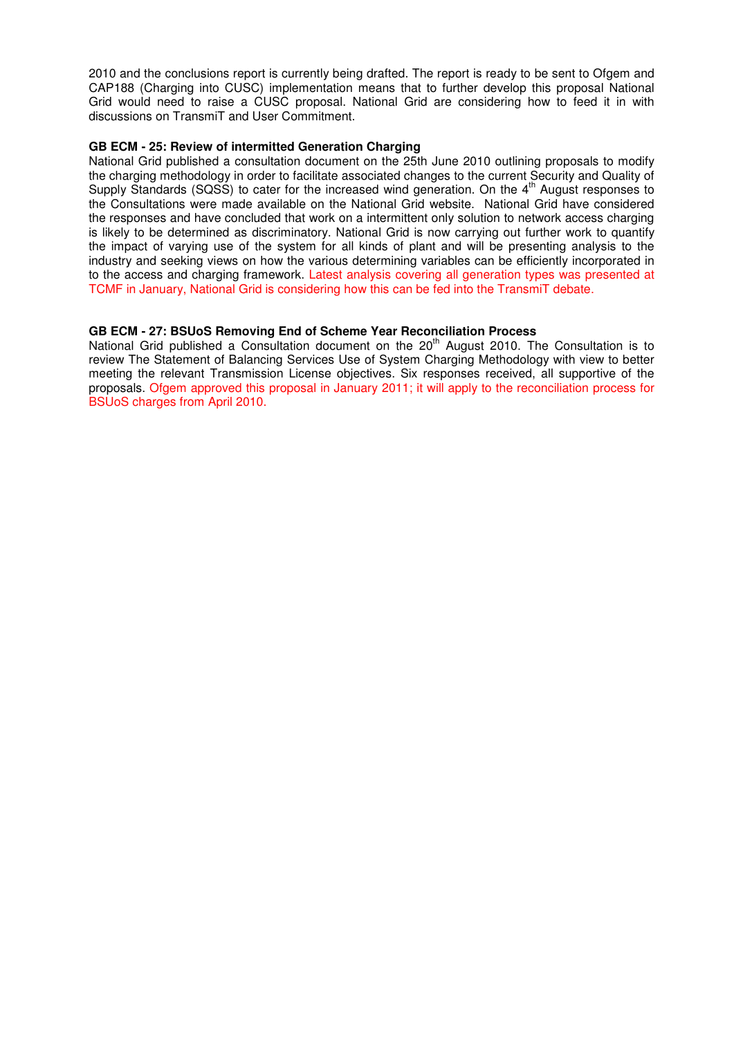2010 and the conclusions report is currently being drafted. The report is ready to be sent to Ofgem and CAP188 (Charging into CUSC) implementation means that to further develop this proposal National Grid would need to raise a CUSC proposal. National Grid are considering how to feed it in with discussions on TransmiT and User Commitment.

**GB ECM - 25: Review of intermitted Generation Charging**

National Grid published a consultation document on the 25th June 2010 outlining proposals to modify the charging methodology in order to facilitate associated changes to the current Security and Quality of Supply Standards (SQSS) to cater for the increased wind generation. On the 4th August responses to the Consultations were made available on the National Grid website. National Grid have considered the responses and have concluded that work on a intermittent only solution to network access charging is likely to be determined as discriminatory. National Grid is now carrying out further work to quantify the impact of varying use of the system for all kinds of plant and will be presenting analysis to the industry and seeking views on how the various determining variables can be efficiently incorporated in to the access and charging framework. Latest analysis covering all generation types was presented at TCMF in January, National Grid is considering how this can be fed into the TransmiT debate.

**GB ECM - 27: BSUoS Removing End of Scheme Year Reconciliation Process**

National Grid published a Consultation document on the 20th August 2010. The Consultation is to review The Statement of Balancing Services Use of System Charging Methodology with view to better meeting the relevant Transmission License objectives. Six responses received, all supportive of the proposals. Ofgem approved this proposal in January 2011; it will apply to the reconciliation process for BSUoS charges from April 2010.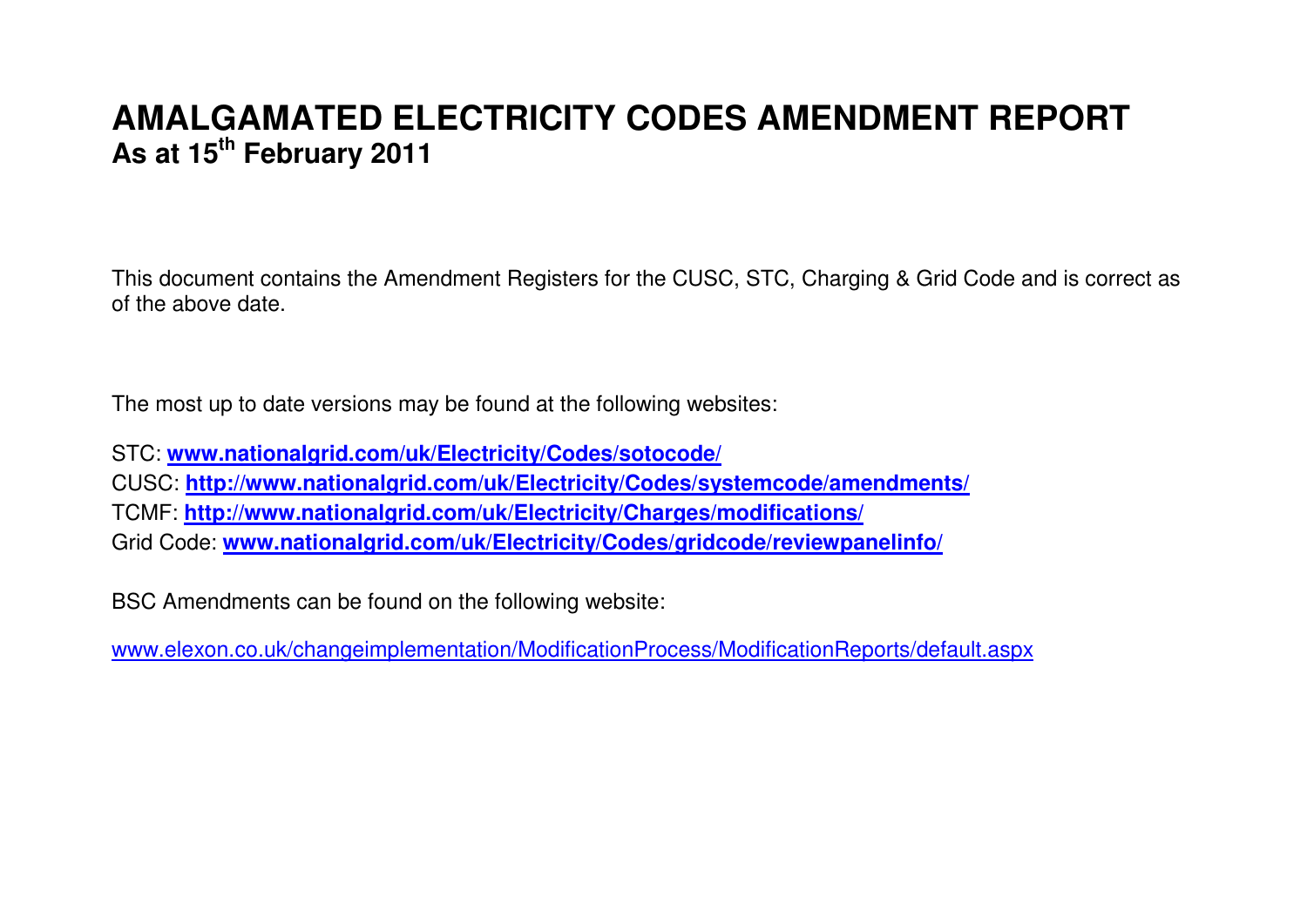# AMALGAMATED ELECTRICITY CODES AMENDMENT REPORT
## As at 15th February 2011

This document contains the Amendment Registers for the CUSC, STC, Charging & Grid Code and is correct as of the above date.

The most up to date versions may be found at the following websites:

STC: **www.nationalgrid.com/uk/Electricity/Codes/sotocode/**
CUSC: **http://www.nationalgrid.com/uk/Electricity/Codes/systemcode/amendments/**
TCMF: **http://www.nationalgrid.com/uk/Electricity/Charges/modifications/**
Grid Code: **www.nationalgrid.com/uk/Electricity/Codes/gridcode/reviewpanelinfo/**

BSC Amendments can be found on the following website:

www.elexon.co.uk/changeimplementation/ModificationProcess/ModificationReports/default.aspx